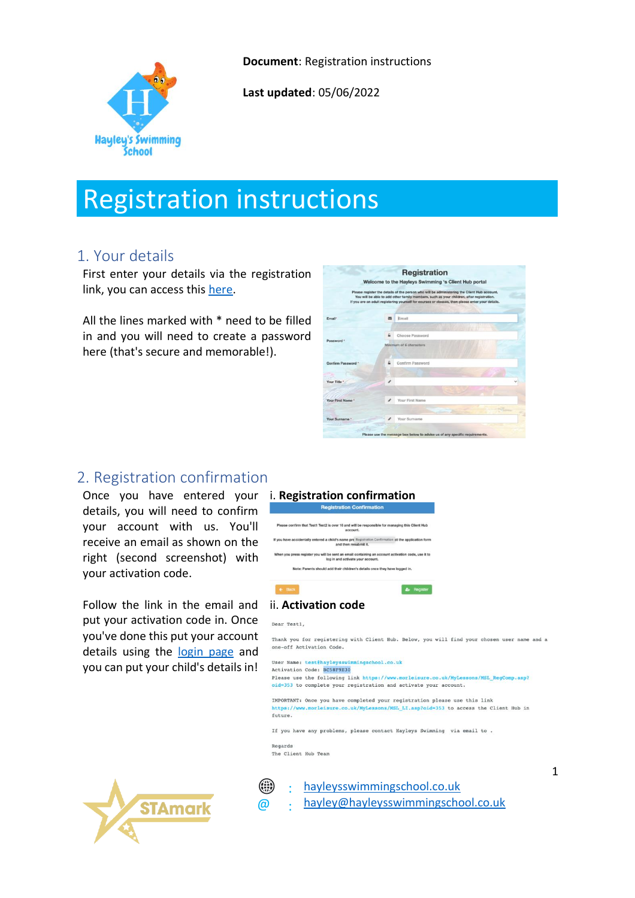**Document**: Registration instructions

**Last updated**: 05/06/2022

# Registration instructions

## 1. Your details

First enter your details via the registration link, you can access this here.

All the lines marked with * need to be filled in and you will need to create a password here (that's secure and memorable!).

## 2. Registration confirmation

Once you have entered your details, you will need to confirm your account with us. You'll receive an email as shown on the right (second screenshot) with your activation code.

Follow the link in the email and put your activation code in. Once you've done this put your account details using the login page and you can put your child's details in!

i. **Registration confirmation**

ii. **Activation code**

hayleysswimmingschool.co.uk

hayley@hayleysswimmingschool.co.uk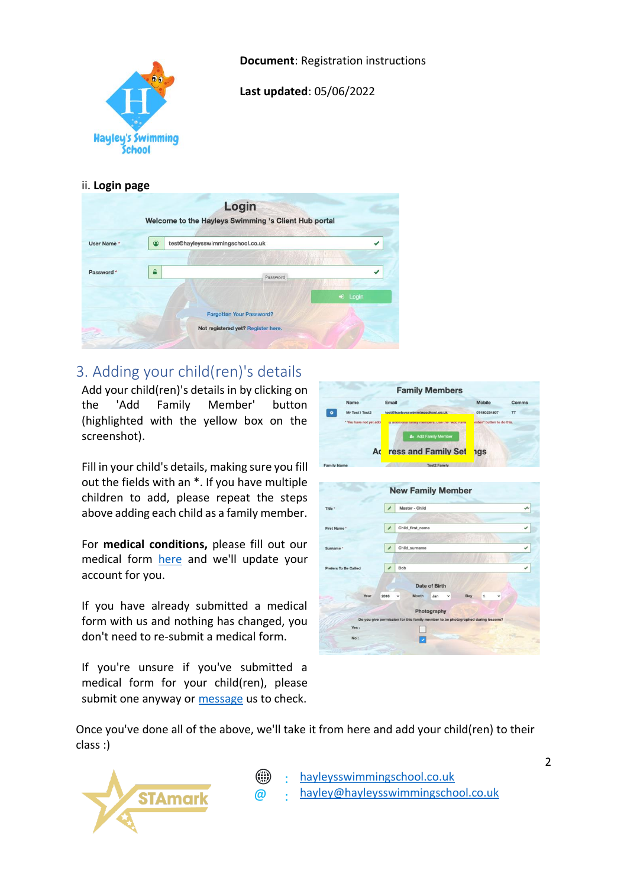**Document**: Registration instructions

**Last updated**: 05/06/2022

ii. **Login page**

## 3. Adding your child(ren)'s details

Add your child(ren)'s details in by clicking on the 'Add Family Member' button (highlighted with the yellow box on the screenshot).

Fill in your child's details, making sure you fill out the fields with an *. If you have multiple children to add, please repeat the steps above adding each child as a family member.

For **medical conditions,** please fill out our medical form [here](#) and we'll update your account for you.

If you have already submitted a medical form with us and nothing has changed, you don't need to re-submit a medical form.

If you're unsure if you've submitted a medical form for your child(ren), please submit one anyway or [message](#) us to check.

Once you've done all of the above, we'll take it from here and add your child(ren) to their class :)

: [hayleysswimmingschool.co.uk](#)

@ : [hayley@hayleysswimmingschool.co.uk](#)